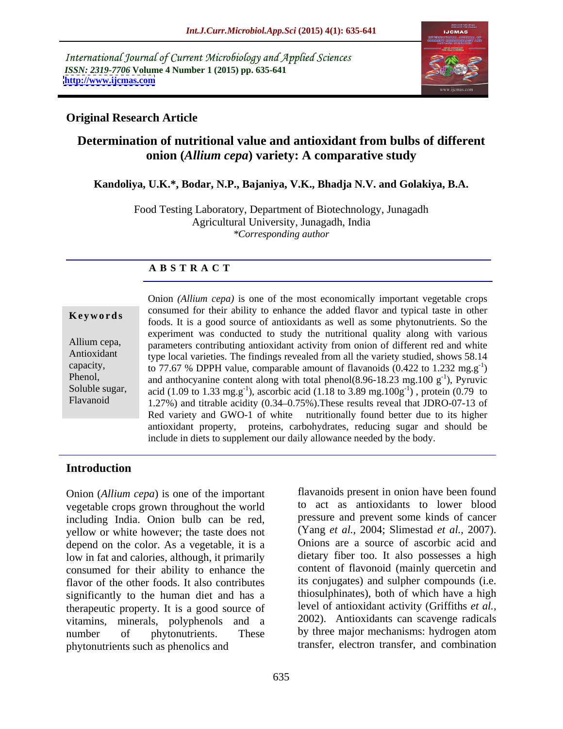International Journal of Current Microbiology and Applied Sciences
*ISSN: 2319-7706* **Volume 4 Number 1 (2015) pp. 635-641**
**http://www.ijcmas.com**

**Original Research Article**

# Determination of nutritional value and antioxidant from bulbs of different onion (*Allium cepa*) variety: A comparative study

**Kandoliya, U.K.*, Bodar, N.P., Bajaniya, V.K., Bhadja N.V. and Golakiya, B.A.**

Food Testing Laboratory, Department of Biotechnology, Junagadh Agricultural University, Junagadh, India
*\*Corresponding author*

**A B S T R A C T**

**Keywords**

Allium cepa, Antioxidant capacity, Phenol, Soluble sugar, Flavanoid

Onion *(Allium cepa)* is one of the most economically important vegetable crops consumed for their ability to enhance the added flavor and typical taste in other foods. It is a good source of antioxidants as well as some phytonutrients. So the experiment was conducted to study the nutritional quality along with various parameters contributing antioxidant activity from onion of different red and white type local varieties. The findings revealed from all the variety studied, shows 58.14 to 77.67 % DPPH value, comparable amount of flavanoids (0.422 to 1.232 mg.g$^{-1}$) and anthocyanine content along with total phenol(8.96-18.23 mg.100 g$^{-1}$), Pyruvic acid (1.09 to 1.33 mg.g$^{-1}$), ascorbic acid (1.18 to 3.89 mg.100g$^{-1}$) , protein (0.79 to 1.27%) and titrable acidity (0.34–0.75%).These results reveal that JDRO-07-13 of Red variety and GWO-1 of white nutritionally found better due to its higher antioxidant property, proteins, carbohydrates, reducing sugar and should be include in diets to supplement our daily allowance needed by the body.

## Introduction

Onion (*Allium cepa*) is one of the important vegetable crops grown throughout the world including India. Onion bulb can be red, yellow or white however; the taste does not depend on the color. As a vegetable, it is a low in fat and calories, although, it primarily consumed for their ability to enhance the flavor of the other foods. It also contributes significantly to the human diet and has a therapeutic property. It is a good source of vitamins, minerals, polyphenols and a number of phytonutrients. These phytonutrients such as phenolics and flavanoids present in onion have been found to act as antioxidants to lower blood pressure and prevent some kinds of cancer (Yang *et al.,* 2004; Slimestad *et al.,* 2007). Onions are a source of ascorbic acid and dietary fiber too. It also possesses a high content of flavonoid (mainly quercetin and its conjugates) and sulpher compounds (i.e. thiosulphinates), both of which have a high level of antioxidant activity (Griffiths *et al.,* 2002). Antioxidants can scavenge radicals by three major mechanisms: hydrogen atom transfer, electron transfer, and combination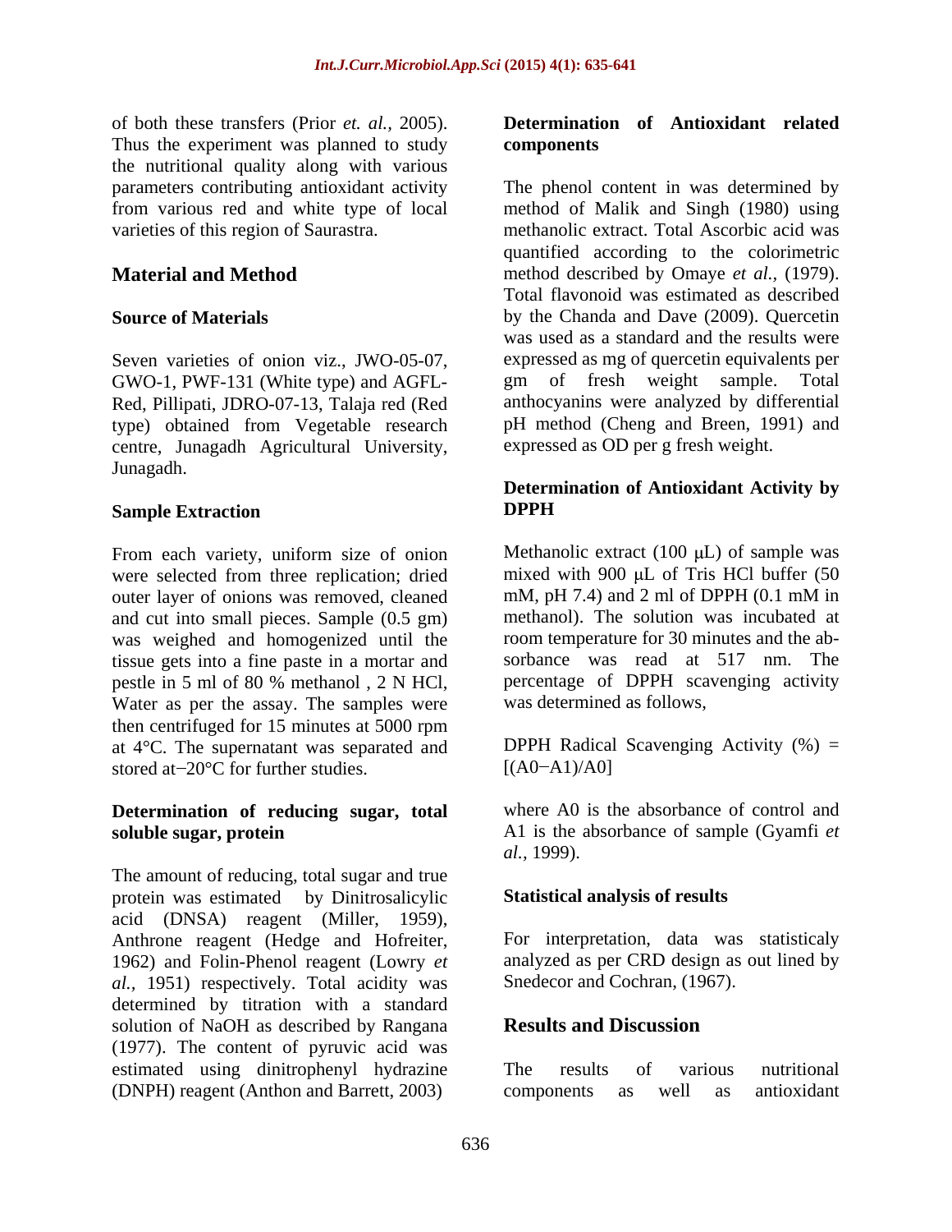of both these transfers (Prior *et. al.*, 2005). Thus the experiment was planned to study the nutritional quality along with various parameters contributing antioxidant activity from various red and white type of local varieties of this region of Saurastra.

## Material and Method

### Source of Materials

Seven varieties of onion viz., JWO-05-07, GWO-1, PWF-131 (White type) and AGFL-Red, Pillipati, JDRO-07-13, Talaja red (Red type) obtained from Vegetable research centre, Junagadh Agricultural University, Junagadh.

### Sample Extraction

From each variety, uniform size of onion were selected from three replication; dried outer layer of onions was removed, cleaned and cut into small pieces. Sample (0.5 gm) was weighed and homogenized until the tissue gets into a fine paste in a mortar and pestle in 5 ml of 80 % methanol , 2 N HCl, Water as per the assay. The samples were then centrifuged for 15 minutes at 5000 rpm at 4°C. The supernatant was separated and stored at−20°C for further studies.

### Determination of reducing sugar, total soluble sugar, protein

The amount of reducing, total sugar and true protein was estimated by Dinitrosalicylic acid (DNSA) reagent (Miller, 1959), Anthrone reagent (Hedge and Hofreiter, 1962) and Folin-Phenol reagent (Lowry *et al.,* 1951) respectively. Total acidity was determined by titration with a standard solution of NaOH as described by Rangana (1977). The content of pyruvic acid was estimated using dinitrophenyl hydrazine (DNPH) reagent (Anthon and Barrett, 2003)

### Determination of Antioxidant related components

The phenol content in was determined by method of Malik and Singh (1980) using methanolic extract. Total Ascorbic acid was quantified according to the colorimetric method described by Omaye *et al.,* (1979). Total flavonoid was estimated as described by the Chanda and Dave (2009). Quercetin was used as a standard and the results were expressed as mg of quercetin equivalents per gm of fresh weight sample. Total anthocyanins were analyzed by differential pH method (Cheng and Breen, 1991) and expressed as OD per g fresh weight.

### Determination of Antioxidant Activity by DPPH

Methanolic extract (100 μL) of sample was mixed with 900 μL of Tris HCl buffer (50 mM, pH 7.4) and 2 ml of DPPH (0.1 mM in methanol). The solution was incubated at room temperature for 30 minutes and the absorbance was read at 517 nm. The percentage of DPPH scavenging activity was determined as follows,

DPPH Radical Scavenging Activity (%) = $[(A0-A1)/A0]$

where A0 is the absorbance of control and A1 is the absorbance of sample (Gyamfi *et al.,* 1999).

### Statistical analysis of results

For interpretation, data was statisticaly analyzed as per CRD design as out lined by Snedecor and Cochran, (1967).

## Results and Discussion

The results of various nutritional components as well as antioxidant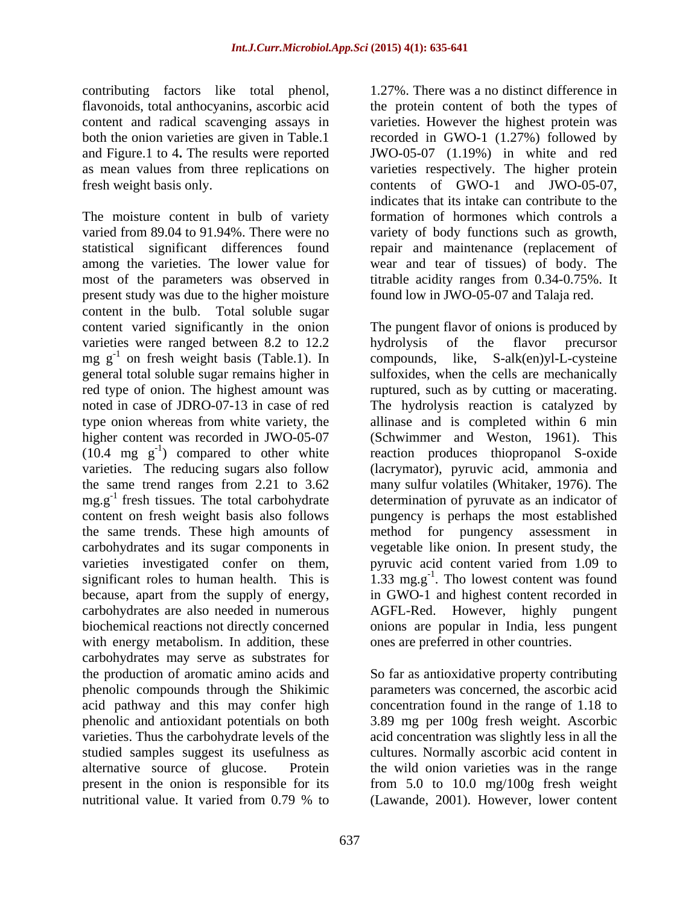contributing factors like total phenol, flavonoids, total anthocyanins, ascorbic acid content and radical scavenging assays in both the onion varieties are given in Table.1 and Figure.1 to 4**.** The results were reported as mean values from three replications on fresh weight basis only.

The moisture content in bulb of variety varied from 89.04 to 91.94%. There were no statistical significant differences found among the varieties. The lower value for most of the parameters was observed in present study was due to the higher moisture content in the bulb. Total soluble sugar content varied significantly in the onion varieties were ranged between 8.2 to 12.2 mg $g^{-1}$ on fresh weight basis (Table.1). In general total soluble sugar remains higher in red type of onion. The highest amount was noted in case of JDRO-07-13 in case of red type onion whereas from white variety, the higher content was recorded in JWO-05-07 (10.4 mg $g^{-1}$) compared to other white varieties. The reducing sugars also follow the same trend ranges from 2.21 to 3.62 mg.$g^{-1}$ fresh tissues. The total carbohydrate content on fresh weight basis also follows the same trends. These high amounts of carbohydrates and its sugar components in varieties investigated confer on them, significant roles to human health. This is because, apart from the supply of energy, carbohydrates are also needed in numerous biochemical reactions not directly concerned with energy metabolism. In addition, these carbohydrates may serve as substrates for the production of aromatic amino acids and phenolic compounds through the Shikimic acid pathway and this may confer high phenolic and antioxidant potentials on both varieties. Thus the carbohydrate levels of the studied samples suggest its usefulness as alternative source of glucose. Protein present in the onion is responsible for its nutritional value. It varied from 0.79 % to 1.27%. There was a no distinct difference in the protein content of both the types of varieties. However the highest protein was recorded in GWO-1 (1.27%) followed by JWO-05-07 (1.19%) in white and red varieties respectively. The higher protein contents of GWO-1 and JWO-05-07, indicates that its intake can contribute to the formation of hormones which controls a variety of body functions such as growth, repair and maintenance (replacement of wear and tear of tissues) of body. The titrable acidity ranges from 0.34-0.75%. It found low in JWO-05-07 and Talaja red.

The pungent flavor of onions is produced by hydrolysis of the flavor precursor compounds, like, S-alk(en)yl-L-cysteine sulfoxides, when the cells are mechanically ruptured, such as by cutting or macerating. The hydrolysis reaction is catalyzed by allinase and is completed within 6 min (Schwimmer and Weston, 1961). This reaction produces thiopropanol S-oxide (lacrymator), pyruvic acid, ammonia and many sulfur volatiles (Whitaker, 1976). The determination of pyruvate as an indicator of pungency is perhaps the most established method for pungency assessment in vegetable like onion. In present study, the pyruvic acid content varied from 1.09 to 1.33 mg.$g^{-1}$. Tho lowest content was found in GWO-1 and highest content recorded in AGFL-Red. However, highly pungent onions are popular in India, less pungent ones are preferred in other countries.

So far as antioxidative property contributing parameters was concerned, the ascorbic acid concentration found in the range of 1.18 to 3.89 mg per 100g fresh weight. Ascorbic acid concentration was slightly less in all the cultures. Normally ascorbic acid content in the wild onion varieties was in the range from 5.0 to 10.0 mg/100g fresh weight (Lawande, 2001). However, lower content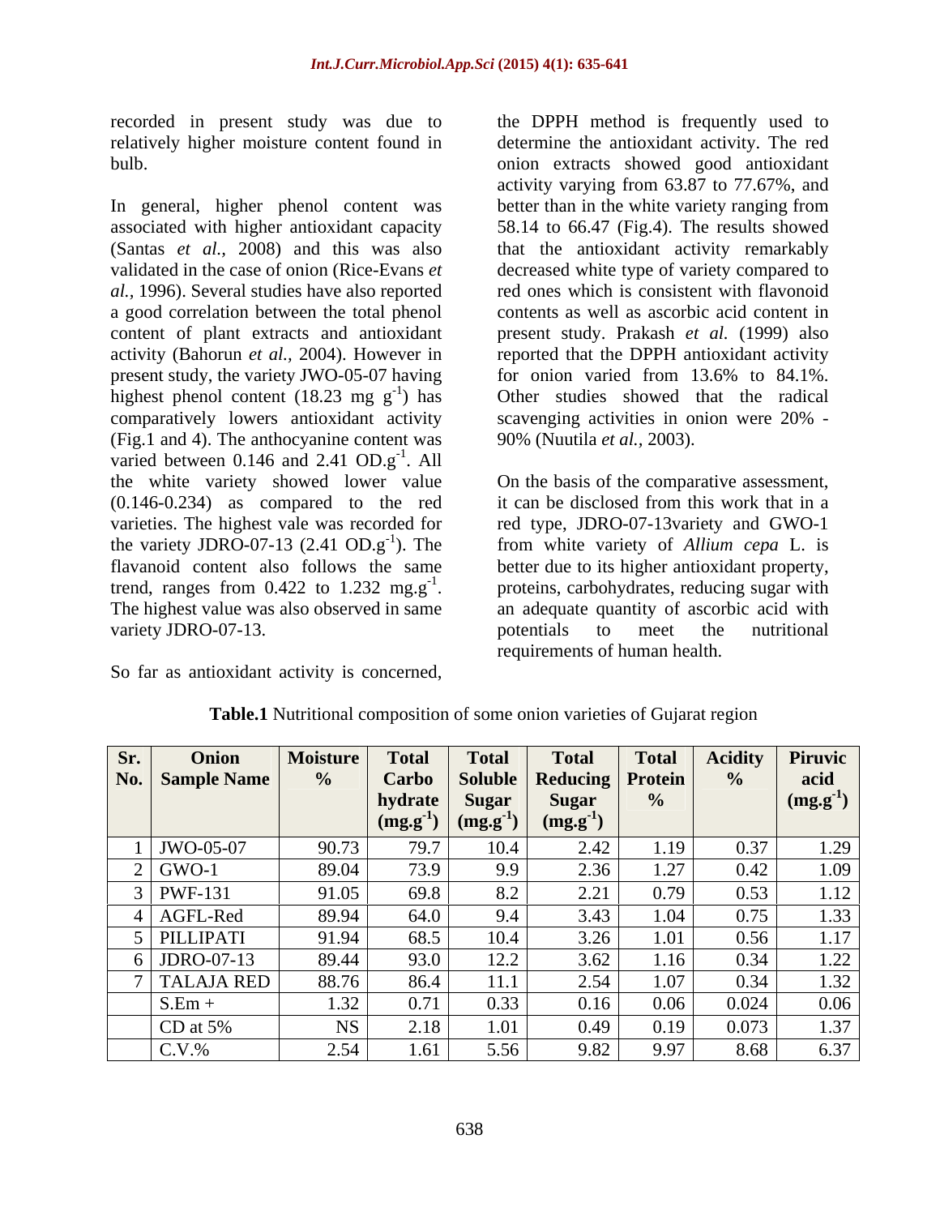recorded in present study was due to relatively higher moisture content found in bulb.

In general, higher phenol content was associated with higher antioxidant capacity (Santas *et al.,* 2008) and this was also validated in the case of onion (Rice-Evans *et al.*, 1996). Several studies have also reported a good correlation between the total phenol content of plant extracts and antioxidant activity (Bahorun *et al.,* 2004). However in present study, the variety JWO-05-07 having highest phenol content (18.23 mg $g^{-1}$) has comparatively lowers antioxidant activity (Fig.1 and 4). The anthocyanine content was varied between 0.146 and 2.41 $OD.g^{-1}$. All the white variety showed lower value (0.146-0.234) as compared to the red varieties. The highest vale was recorded for the variety JDRO-07-13 (2.41 $OD.g^{-1}$). The flavanoid content also follows the same trend, ranges from 0.422 to 1.232 $mg.g^{-1}$. The highest value was also observed in same variety JDRO-07-13.

So far as antioxidant activity is concerned, the DPPH method is frequently used to determine the antioxidant activity. The red onion extracts showed good antioxidant activity varying from 63.87 to 77.67%, and better than in the white variety ranging from 58.14 to 66.47 (Fig.4). The results showed that the antioxidant activity remarkably decreased white type of variety compared to red ones which is consistent with flavonoid contents as well as ascorbic acid content in present study. Prakash *et al.* (1999) also reported that the DPPH antioxidant activity for onion varied from 13.6% to 84.1%. Other studies showed that the radical scavenging activities in onion were 20% - 90% (Nuutila *et al.*, 2003).

On the basis of the comparative assessment, it can be disclosed from this work that in a red type, JDRO-07-13variety and GWO-1 from white variety of *Allium cepa* L. is better due to its higher antioxidant property, proteins, carbohydrates, reducing sugar with an adequate quantity of ascorbic acid with potentials to meet the nutritional requirements of human health.

**Table.1** Nutritional composition of some onion varieties of Gujarat region

| Sr. No. | Onion Sample Name | Moisture % | Total Carbo hydrate ($mg.g^{-1}$) | Total Soluble Sugar ($mg.g^{-1}$) | Total Reducing Sugar ($mg.g^{-1}$) | Total Protein % | Acidity % | Piruvic acid ($mg.g^{-1}$) |
|---|---|---|---|---|---|---|---|---|
| 1 | JWO-05-07 | 90.73 | 79.7 | 10.4 | 2.42 | 1.19 | 0.37 | 1.29 |
| 2 | GWO-1 | 89.04 | 73.9 | 9.9 | 2.36 | 1.27 | 0.42 | 1.09 |
| 3 | PWF-131 | 91.05 | 69.8 | 8.2 | 2.21 | 0.79 | 0.53 | 1.12 |
| 4 | AGFL-Red | 89.94 | 64.0 | 9.4 | 3.43 | 1.04 | 0.75 | 1.33 |
| 5 | PILLIPATI | 91.94 | 68.5 | 10.4 | 3.26 | 1.01 | 0.56 | 1.17 |
| 6 | JDRO-07-13 | 89.44 | 93.0 | 12.2 | 3.62 | 1.16 | 0.34 | 1.22 |
| 7 | TALAJA RED | 88.76 | 86.4 | 11.1 | 2.54 | 1.07 | 0.34 | 1.32 |
| | S.Em + | 1.32 | 0.71 | 0.33 | 0.16 | 0.06 | 0.024 | 0.06 |
| | CD at 5% | NS | 2.18 | 1.01 | 0.49 | 0.19 | 0.073 | 1.37 |
| | C.V.% | 2.54 | 1.61 | 5.56 | 9.82 | 9.97 | 8.68 | 6.37 |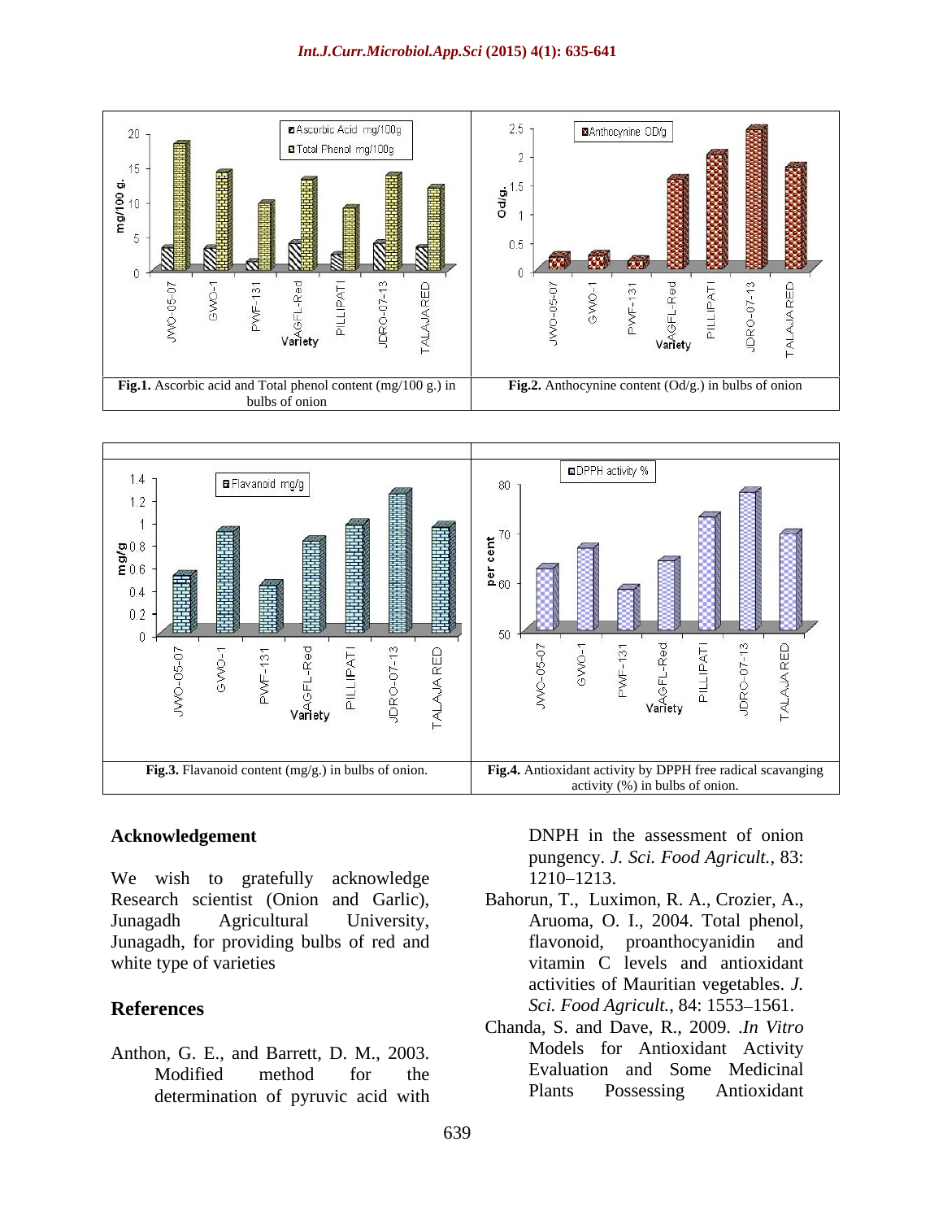Fig.1. Ascorbic acid and Total phenol content (mg/100 g.) in bulbs of onion

Fig.2. Anthocynine content (Od/g.) in bulbs of onion

Fig.3. Flavanoid content (mg/g.) in bulbs of onion.

Fig.4. Antioxidant activity by DPPH free radical scavanging activity (%) in bulbs of onion.

## Acknowledgement

We wish to gratefully acknowledge Research scientist (Onion and Garlic), Junagadh Agricultural University, Junagadh, for providing bulbs of red and white type of varieties

## References

Anthon, G. E., and Barrett, D. M., 2003. Modified method for the determination of pyruvic acid with DNPH in the assessment of onion pungency. *J. Sci. Food Agricult.,* 83: 1210–1213.

Bahorun, T., Luximon, R. A., Crozier, A., Aruoma, O. I., 2004. Total phenol, flavonoid, proanthocyanidin and vitamin C levels and antioxidant activities of Mauritian vegetables. *J. Sci. Food Agricult.,* 84: 1553–1561.

Chanda, S. and Dave, R., 2009. .*In Vitro* Models for Antioxidant Activity Evaluation and Some Medicinal Plants Possessing Antioxidant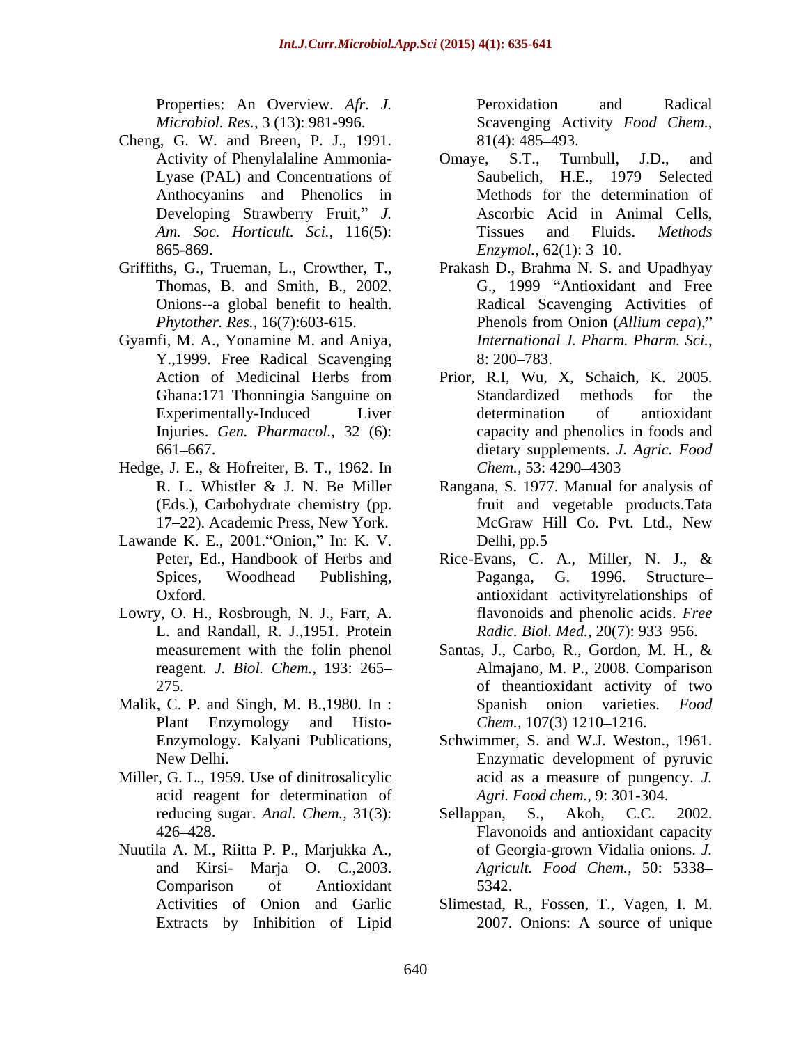Properties: An Overview. *Afr. J. Microbiol. Res.*, 3 (13): 981-996.

Cheng, G. W. and Breen, P. J., 1991. Activity of Phenylalaline Ammonia-Lyase (PAL) and Concentrations of Anthocyanins and Phenolics in Developing Strawberry Fruit," *J. Am. Soc. Horticult. Sci.*, 116(5): 865-869.

Griffiths, G., Trueman, L., Crowther, T., Thomas, B. and Smith, B., 2002. Onions--a global benefit to health. *Phytother. Res.*, 16(7):603-615.

Gyamfi, M. A., Yonamine M. and Aniya, Y.,1999. Free Radical Scavenging Action of Medicinal Herbs from Ghana:171 Thonningia Sanguine on Experimentally-Induced Liver Injuries. *Gen. Pharmacol.*, 32 (6): 661–667.

Hedge, J. E., & Hofreiter, B. T., 1962. In R. L. Whistler & J. N. Be Miller (Eds.), Carbohydrate chemistry (pp. 17–22). Academic Press, New York.

Lawande K. E., 2001."Onion," In: K. V. Peter, Ed., Handbook of Herbs and Spices, Woodhead Publishing, Oxford.

Lowry, O. H., Rosbrough, N. J., Farr, A. L. and Randall, R. J.,1951. Protein measurement with the folin phenol reagent. *J. Biol. Chem.*, 193: 265–275.

Malik, C. P. and Singh, M. B.,1980. In : Plant Enzymology and Histo-Enzymology. Kalyani Publications, New Delhi.

Miller, G. L., 1959. Use of dinitrosalicylic acid reagent for determination of reducing sugar. *Anal. Chem.*, 31(3): 426–428.

Nuutila A. M., Riitta P. P., Marjukka A., and Kirsi- Marja O. C.,2003. Comparison of Antioxidant Activities of Onion and Garlic Extracts by Inhibition of Lipid Peroxidation and Radical Scavenging Activity *Food Chem.*, 81(4): 485–493.

Omaye, S.T., Turnbull, J.D., and Saubelich, H.E., 1979 Selected Methods for the determination of Ascorbic Acid in Animal Cells, Tissues and Fluids. *Methods Enzymol.*, 62(1): 3–10.

Prakash D., Brahma N. S. and Upadhyay G., 1999 "Antioxidant and Free Radical Scavenging Activities of Phenols from Onion (*Allium cepa*)," *International J. Pharm. Pharm. Sci.*, 8: 200–783.

Prior, R.I, Wu, X, Schaich, K. 2005. Standardized methods for the determination of antioxidant capacity and phenolics in foods and dietary supplements. *J. Agric. Food Chem.*, 53: 4290–4303

Rangana, S. 1977. Manual for analysis of fruit and vegetable products.Tata McGraw Hill Co. Pvt. Ltd., New Delhi, pp.5

Rice-Evans, C. A., Miller, N. J., & Paganga, G. 1996. Structure–antioxidant activityrelationships of flavonoids and phenolic acids. *Free Radic. Biol. Med.*, 20(7): 933–956.

Santas, J., Carbo, R., Gordon, M. H., & Almajano, M. P., 2008. Comparison of theantioxidant activity of two Spanish onion varieties. *Food Chem.*, 107(3) 1210–1216.

Schwimmer, S. and W.J. Weston., 1961. Enzymatic development of pyruvic acid as a measure of pungency. *J. Agri. Food chem.*, 9: 301-304.

Sellappan, S., Akoh, C.C. 2002. Flavonoids and antioxidant capacity of Georgia-grown Vidalia onions. *J. Agricult. Food Chem.*, 50: 5338–5342.

Slimestad, R., Fossen, T., Vagen, I. M. 2007. Onions: A source of unique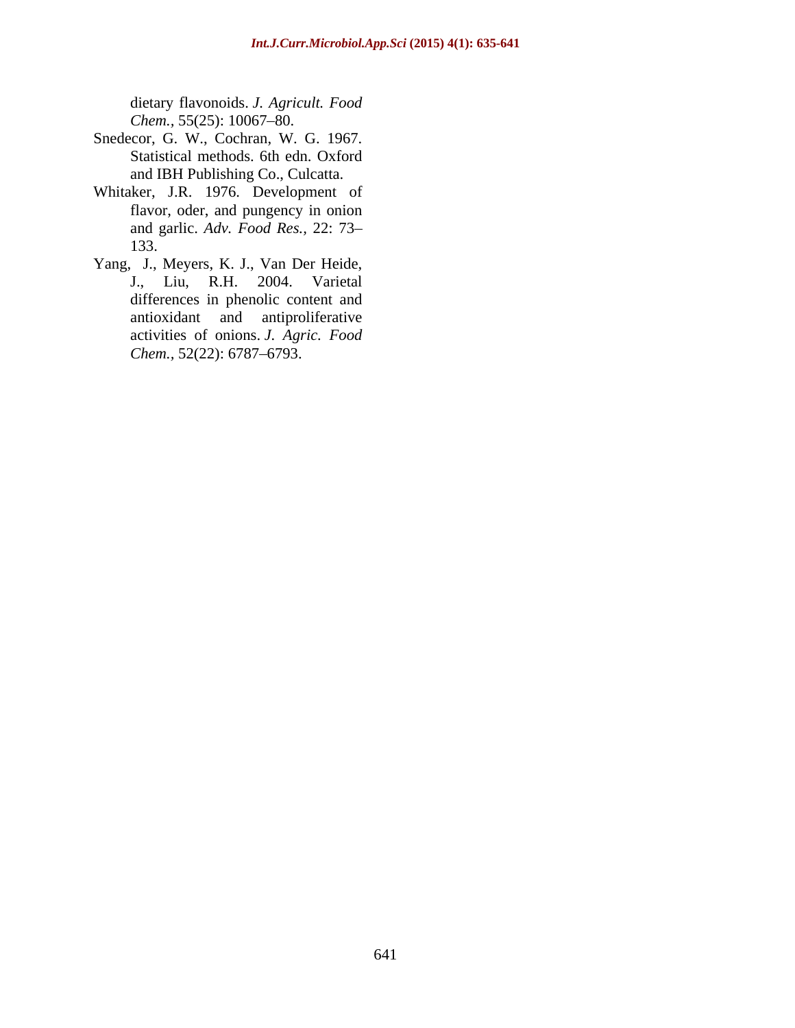dietary flavonoids. *J. Agricult. Food Chem.,* 55(25): 10067–80.

Snedecor, G. W., Cochran, W. G. 1967. Statistical methods. 6th edn. Oxford and IBH Publishing Co., Culcatta.

Whitaker, J.R. 1976. Development of flavor, oder, and pungency in onion and garlic. *Adv. Food Res.,* 22: 73–133.

Yang, J., Meyers, K. J., Van Der Heide, J., Liu, R.H. 2004. Varietal differences in phenolic content and antioxidant and antiproliferative activities of onions. *J. Agric. Food Chem.,* 52(22): 6787–6793.